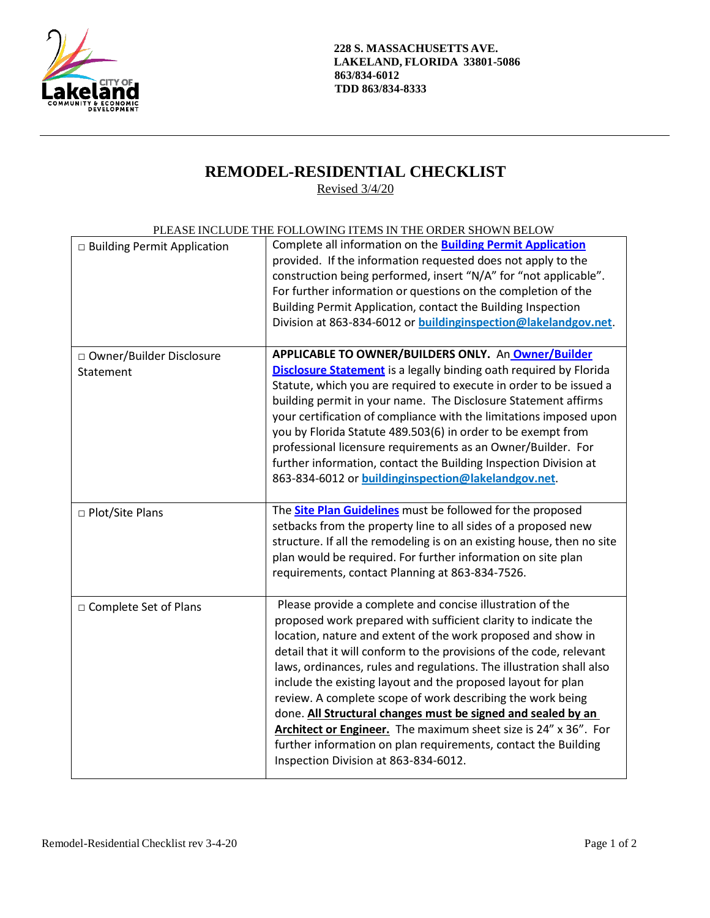228 S. MASSACHUSETTS AVE.
LAKELAND, FLORIDA 33801-5086
863/834-6012
TDD 863/834-8333

# REMODEL-RESIDENTIAL CHECKLIST

Revised 3/4/20

PLEASE INCLUDE THE FOLLOWING ITEMS IN THE ORDER SHOWN BELOW

| | |
|---|---|
| □ Building Permit Application | Complete all information on the **Building Permit Application** provided. If the information requested does not apply to the construction being performed, insert "N/A" for "not applicable". For further information or questions on the completion of the Building Permit Application, contact the Building Inspection Division at 863-834-6012 or **buildinginspection@lakelandgov.net**. |
| □ Owner/Builder Disclosure Statement | **APPLICABLE TO OWNER/BUILDERS ONLY.** An **Owner/Builder Disclosure Statement** is a legally binding oath required by Florida Statute, which you are required to execute in order to be issued a building permit in your name. The Disclosure Statement affirms your certification of compliance with the limitations imposed upon you by Florida Statute 489.503(6) in order to be exempt from professional licensure requirements as an Owner/Builder. For further information, contact the Building Inspection Division at 863-834-6012 or **buildinginspection@lakelandgov.net**. |
| □ Plot/Site Plans | The **Site Plan Guidelines** must be followed for the proposed setbacks from the property line to all sides of a proposed new structure. If all the remodeling is on an existing house, then no site plan would be required. For further information on site plan requirements, contact Planning at 863-834-7526. |
| □ Complete Set of Plans | Please provide a complete and concise illustration of the proposed work prepared with sufficient clarity to indicate the location, nature and extent of the work proposed and show in detail that it will conform to the provisions of the code, relevant laws, ordinances, rules and regulations. The illustration shall also include the existing layout and the proposed layout for plan review. A complete scope of work describing the work being done. **All Structural changes must be signed and sealed by an Architect or Engineer.** The maximum sheet size is 24" x 36". For further information on plan requirements, contact the Building Inspection Division at 863-834-6012. |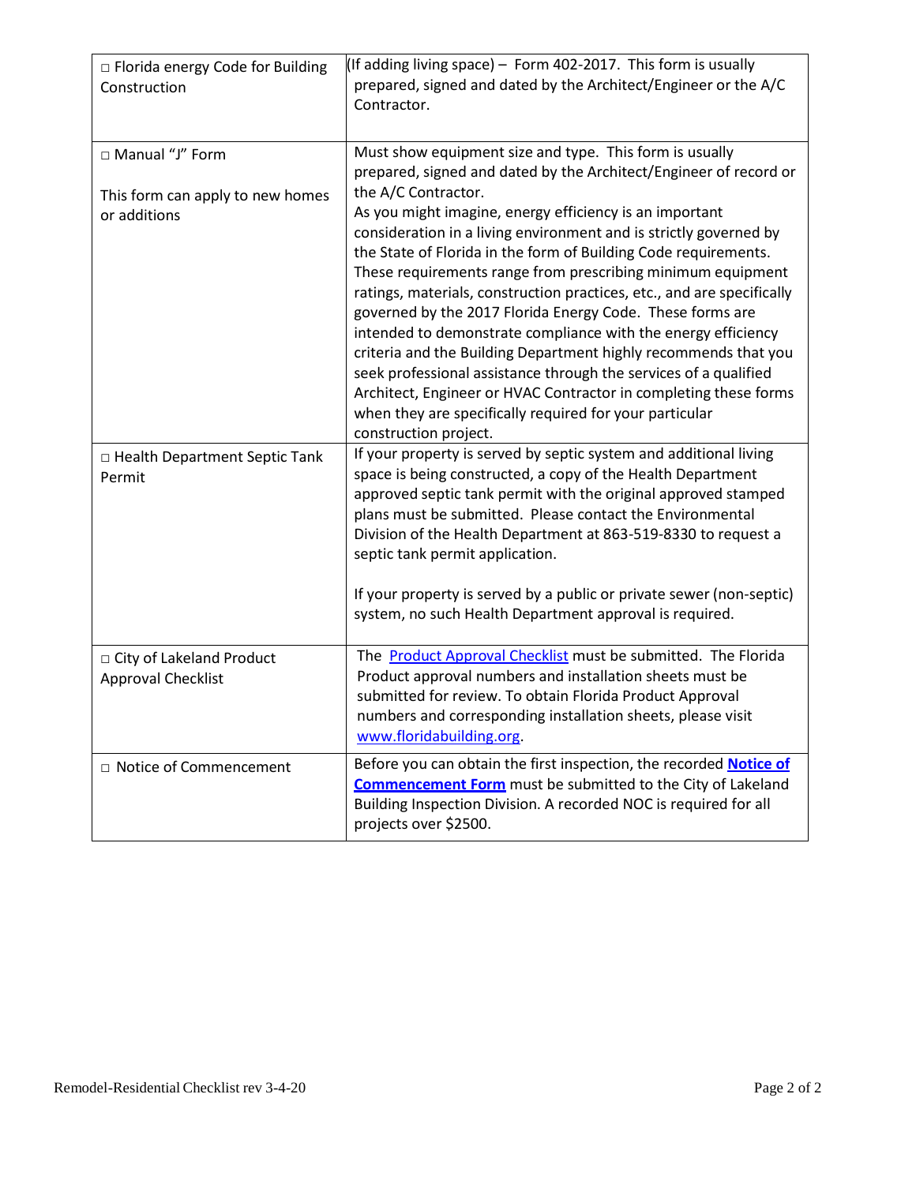| | |
|---|---|
| □ Florida energy Code for Building Construction | (If adding living space) – Form 402-2017. This form is usually prepared, signed and dated by the Architect/Engineer or the A/C Contractor. |
| □ Manual "J" Form<br><br>This form can apply to new homes or additions | Must show equipment size and type. This form is usually prepared, signed and dated by the Architect/Engineer of record or the A/C Contractor.<br>As you might imagine, energy efficiency is an important consideration in a living environment and is strictly governed by the State of Florida in the form of Building Code requirements. These requirements range from prescribing minimum equipment ratings, materials, construction practices, etc., and are specifically governed by the 2017 Florida Energy Code. These forms are intended to demonstrate compliance with the energy efficiency criteria and the Building Department highly recommends that you seek professional assistance through the services of a qualified Architect, Engineer or HVAC Contractor in completing these forms when they are specifically required for your particular construction project. |
| □ Health Department Septic Tank Permit | If your property is served by septic system and additional living space is being constructed, a copy of the Health Department approved septic tank permit with the original approved stamped plans must be submitted. Please contact the Environmental Division of the Health Department at 863-519-8330 to request a septic tank permit application.<br><br>If your property is served by a public or private sewer (non-septic) system, no such Health Department approval is required. |
| □ City of Lakeland Product Approval Checklist | The Product Approval Checklist must be submitted. The Florida Product approval numbers and installation sheets must be submitted for review. To obtain Florida Product Approval numbers and corresponding installation sheets, please visit www.floridabuilding.org. |
| □ Notice of Commencement | Before you can obtain the first inspection, the recorded **Notice of Commencement Form** must be submitted to the City of Lakeland Building Inspection Division. A recorded NOC is required for all projects over $2500. |

Remodel-Residential Checklist rev 3-4-20